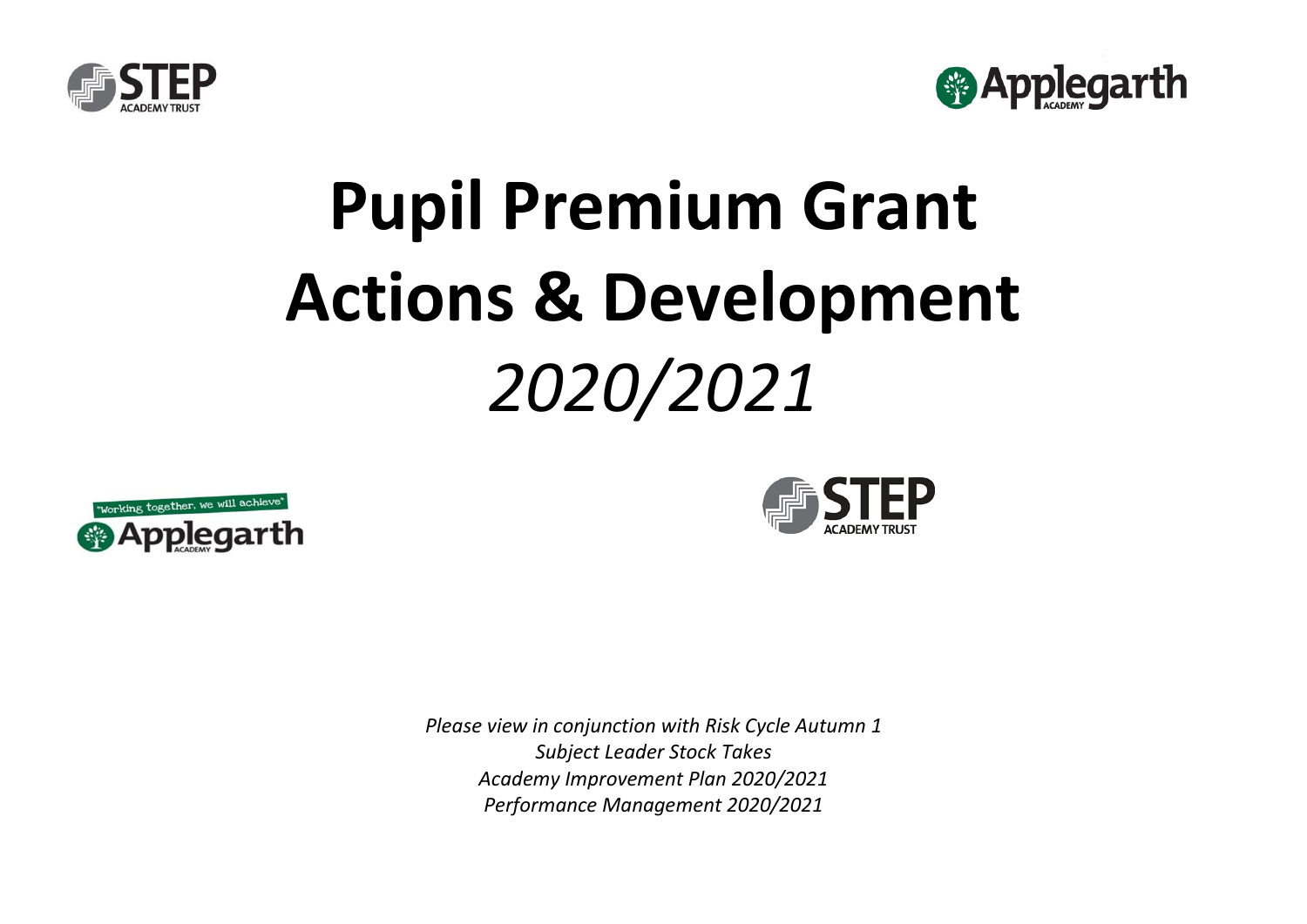# Pupil Premium Grant Actions & Development

*2020/2021*

"Working together, we will achieve"

*Please view in conjunction with Risk Cycle Autumn 1*
*Subject Leader Stock Takes*
*Academy Improvement Plan 2020/2021*
*Performance Management 2020/2021*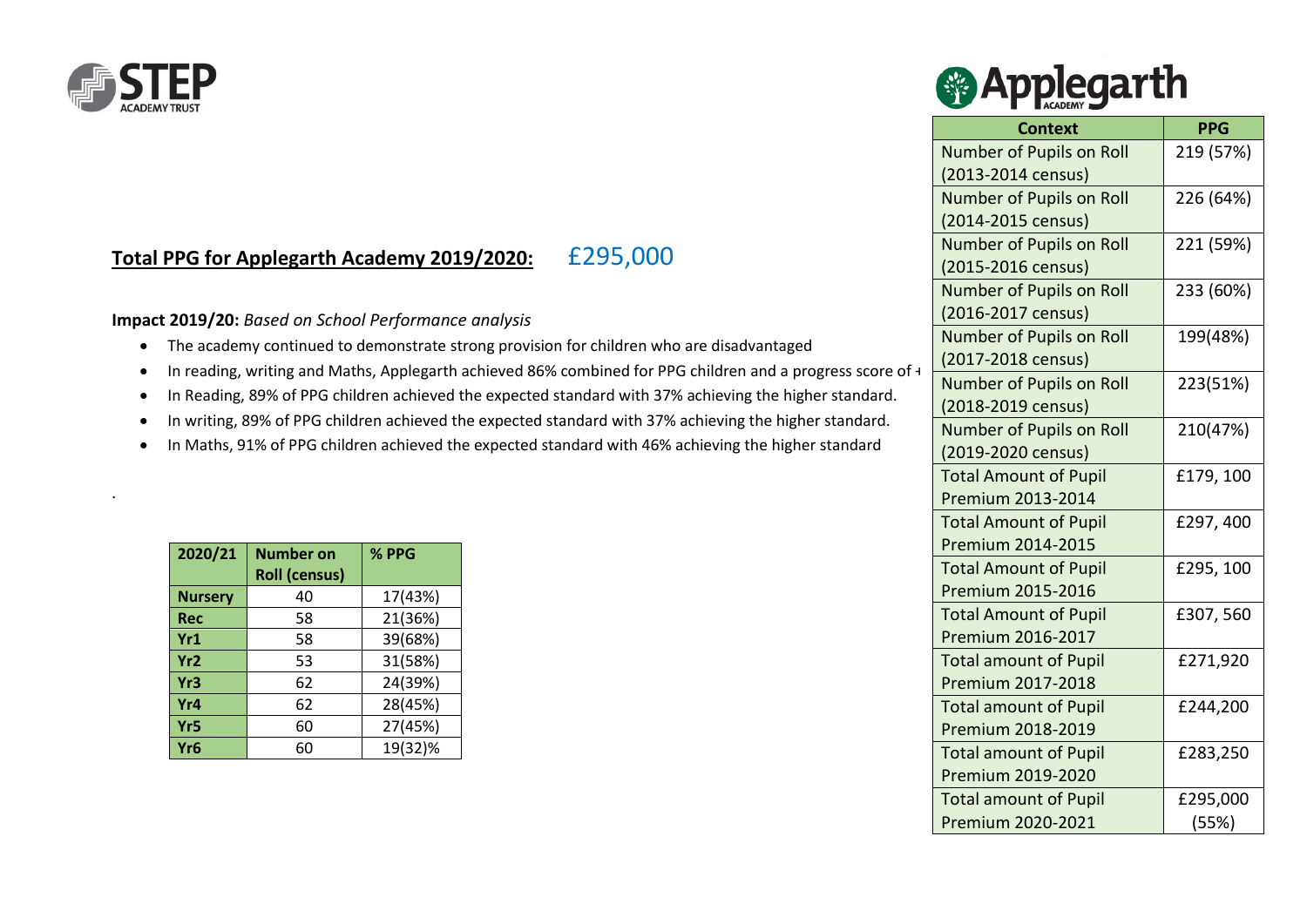**Total PPG for Applegarth Academy 2019/2020:** £295,000

**Impact 2019/20:** *Based on School Performance analysis*

- The academy continued to demonstrate strong provision for children who are disadvantaged
- In reading, writing and Maths, Applegarth achieved 86% combined for PPG children and a progress score of +
- In Reading, 89% of PPG children achieved the expected standard with 37% achieving the higher standard.
- In writing, 89% of PPG children achieved the expected standard with 37% achieving the higher standard.
- In Maths, 91% of PPG children achieved the expected standard with 46% achieving the higher standard

.

| 2020/21 | Number on Roll (census) | % PPG |
|---|---|---|
| Nursery | 40 | 17(43%) |
| Rec | 58 | 21(36%) |
| Yr1 | 58 | 39(68%) |
| Yr2 | 53 | 31(58%) |
| Yr3 | 62 | 24(39%) |
| Yr4 | 62 | 28(45%) |
| Yr5 | 60 | 27(45%) |
| Yr6 | 60 | 19(32)% |

| Context | PPG |
|---|---|
| Number of Pupils on Roll (2013-2014 census) | 219 (57%) |
| Number of Pupils on Roll (2014-2015 census) | 226 (64%) |
| Number of Pupils on Roll (2015-2016 census) | 221 (59%) |
| Number of Pupils on Roll (2016-2017 census) | 233 (60%) |
| Number of Pupils on Roll (2017-2018 census) | 199(48%) |
| Number of Pupils on Roll (2018-2019 census) | 223(51%) |
| Number of Pupils on Roll (2019-2020 census) | 210(47%) |
| Total Amount of Pupil Premium 2013-2014 | £179, 100 |
| Total Amount of Pupil Premium 2014-2015 | £297, 400 |
| Total Amount of Pupil Premium 2015-2016 | £295, 100 |
| Total Amount of Pupil Premium 2016-2017 | £307, 560 |
| Total amount of Pupil Premium 2017-2018 | £271,920 |
| Total amount of Pupil Premium 2018-2019 | £244,200 |
| Total amount of Pupil Premium 2019-2020 | £283,250 |
| Total amount of Pupil Premium 2020-2021 | £295,000 (55%) |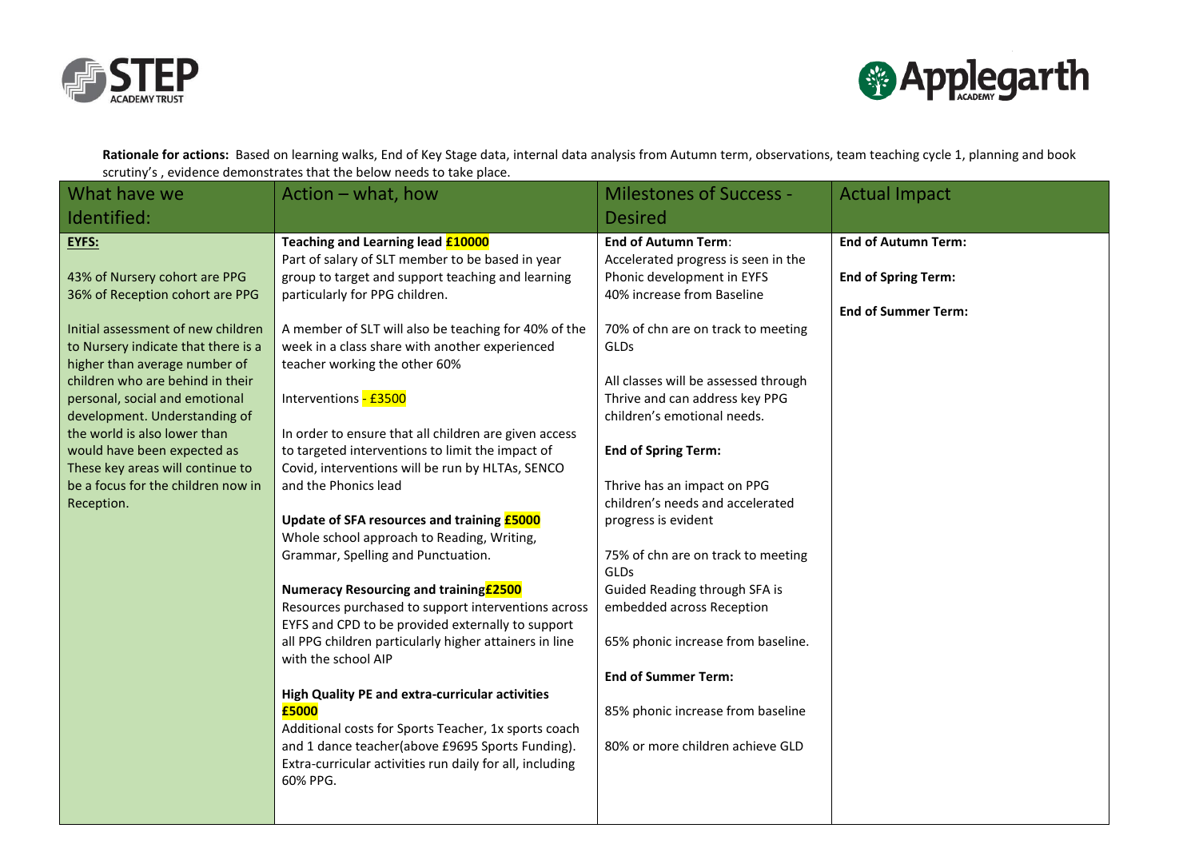**Rationale for actions:** Based on learning walks, End of Key Stage data, internal data analysis from Autumn term, observations, team teaching cycle 1, planning and book scrutiny's , evidence demonstrates that the below needs to take place.

| What have we Identified: | Action – what, how | Milestones of Success - Desired | Actual Impact |
|---|---|---|---|
| **EYFS:**<br><br>43% of Nursery cohort are PPG<br>36% of Reception cohort are PPG<br><br>Initial assessment of new children to Nursery indicate that there is a higher than average number of children who are behind in their personal, social and emotional development. Understanding of the world is also lower than would have been expected as These key areas will continue to be a focus for the children now in Reception. | **Teaching and Learning lead £10000**<br>Part of salary of SLT member to be based in year group to target and support teaching and learning particularly for PPG children.<br><br>A member of SLT will also be teaching for 40% of the week in a class share with another experienced teacher working the other 60%<br><br>Interventions - £3500<br><br>In order to ensure that all children are given access to targeted interventions to limit the impact of Covid, interventions will be run by HLTAs, SENCO and the Phonics lead<br><br>**Update of SFA resources and training £5000**<br>Whole school approach to Reading, Writing, Grammar, Spelling and Punctuation.<br><br>**Numeracy Resourcing and training£2500**<br>Resources purchased to support interventions across EYFS and CPD to be provided externally to support all PPG children particularly higher attainers in line with the school AIP<br><br>**High Quality PE and extra-curricular activities £5000**<br>Additional costs for Sports Teacher, 1x sports coach and 1 dance teacher(above £9695 Sports Funding). Extra-curricular activities run daily for all, including 60% PPG. | **End of Autumn Term**:<br>Accelerated progress is seen in the Phonic development in EYFS<br>40% increase from Baseline<br><br>70% of chn are on track to meeting GLDs<br><br>All classes will be assessed through Thrive and can address key PPG children's emotional needs.<br><br>**End of Spring Term:**<br><br>Thrive has an impact on PPG children's needs and accelerated progress is evident<br><br>75% of chn are on track to meeting GLDs<br>Guided Reading through SFA is embedded across Reception<br><br>65% phonic increase from baseline.<br><br>**End of Summer Term:**<br><br>85% phonic increase from baseline<br><br>80% or more children achieve GLD | **End of Autumn Term:**<br><br>**End of Spring Term:**<br><br>**End of Summer Term:** |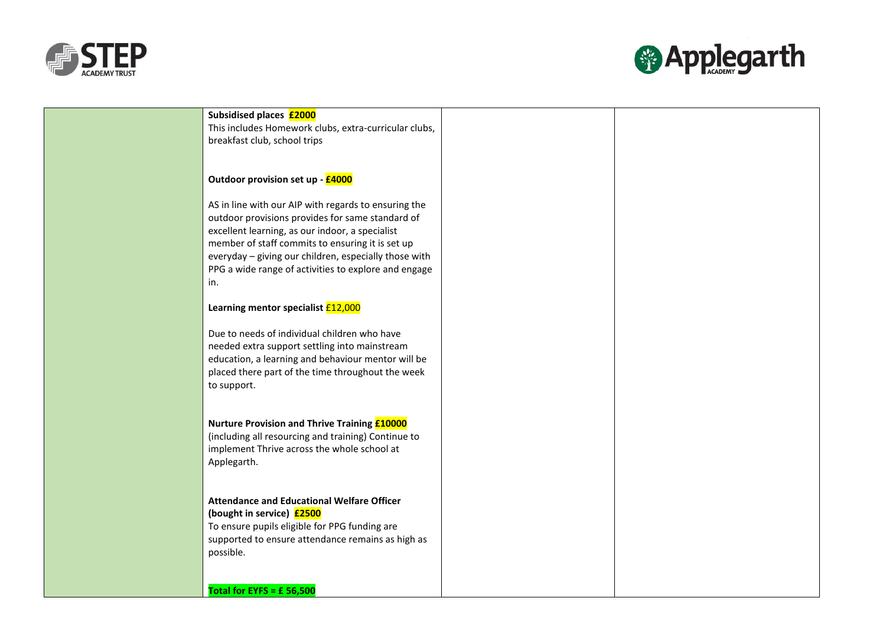| | | | |
|---|---|---|---|
| | **Subsidised places £2000**<br>This includes Homework clubs, extra-curricular clubs, breakfast club, school trips<br><br>**Outdoor provision set up - £4000**<br><br>AS in line with our AIP with regards to ensuring the outdoor provisions provides for same standard of excellent learning, as our indoor, a specialist member of staff commits to ensuring it is set up everyday – giving our children, especially those with PPG a wide range of activities to explore and engage in.<br><br>**Learning mentor specialist** £12,000<br><br>Due to needs of individual children who have needed extra support settling into mainstream education, a learning and behaviour mentor will be placed there part of the time throughout the week to support.<br><br>**Nurture Provision and Thrive Training £10000**<br>(including all resourcing and training) Continue to implement Thrive across the whole school at Applegarth.<br><br>**Attendance and Educational Welfare Officer (bought in service) £2500**<br>To ensure pupils eligible for PPG funding are supported to ensure attendance remains as high as possible.<br><br>**Total for EYFS = £ 56,500** | | |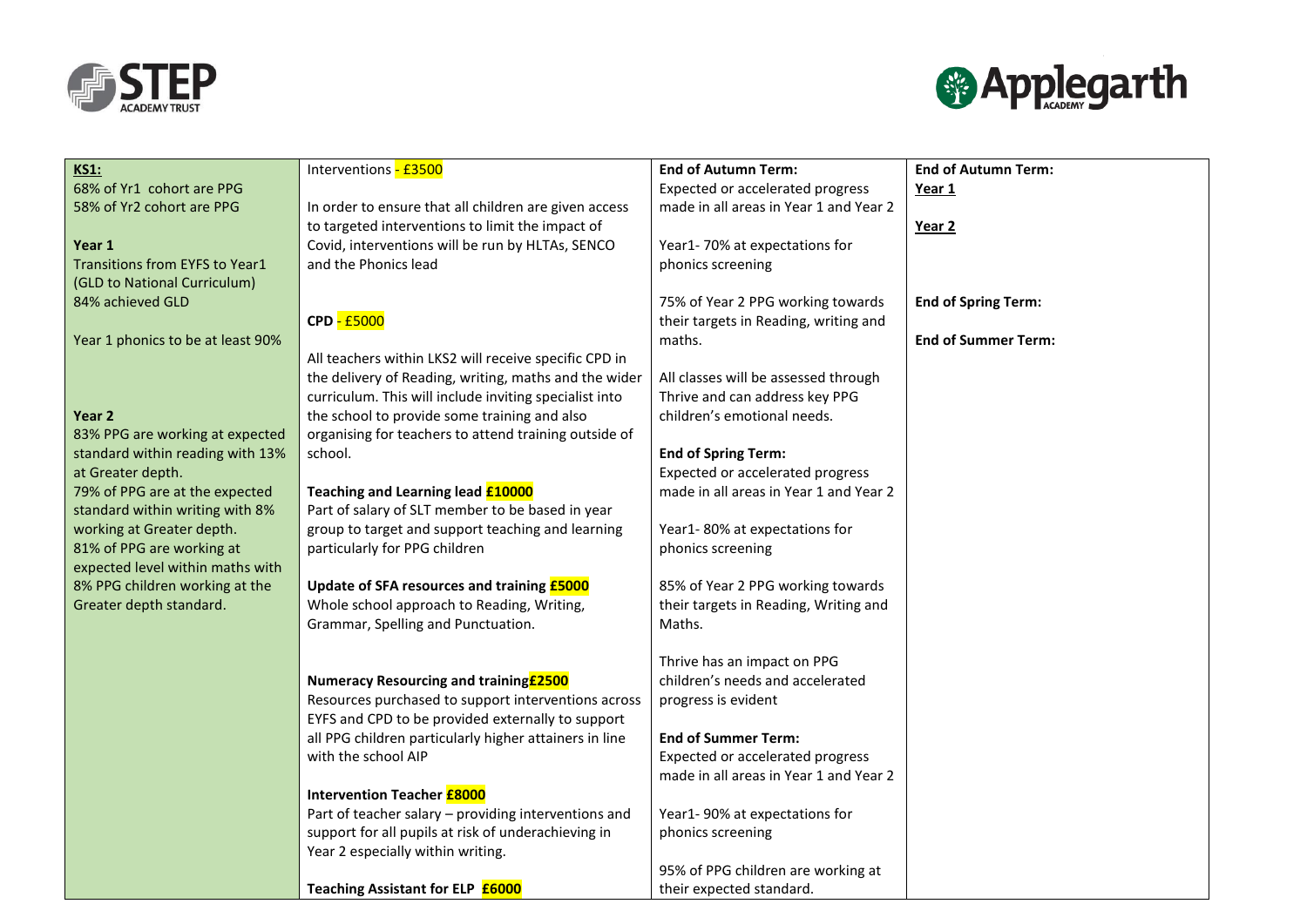| **KS1:**<br>68% of Yr1 cohort are PPG<br>58% of Yr2 cohort are PPG<br><br>**Year 1**<br>Transitions from EYFS to Year1 (GLD to National Curriculum)<br>84% achieved GLD<br><br>Year 1 phonics to be at least 90%<br><br><br>**Year 2**<br>83% PPG are working at expected standard within reading with 13% at Greater depth.<br>79% of PPG are at the expected standard within writing with 8% working at Greater depth.<br>81% of PPG are working at expected level within maths with 8% PPG children working at the Greater depth standard. | Interventions - £3500<br><br>In order to ensure that all children are given access to targeted interventions to limit the impact of Covid, interventions will be run by HLTAs, SENCO and the Phonics lead<br><br><br>**CPD** - £5000<br><br>All teachers within LKS2 will receive specific CPD in the delivery of Reading, writing, maths and the wider curriculum. This will include inviting specialist into the school to provide some training and also organising for teachers to attend training outside of school.<br><br>**Teaching and Learning lead £10000**<br>Part of salary of SLT member to be based in year group to target and support teaching and learning particularly for PPG children<br><br>**Update of SFA resources and training £5000**<br>Whole school approach to Reading, Writing, Grammar, Spelling and Punctuation.<br><br><br>**Numeracy Resourcing and training£2500**<br>Resources purchased to support interventions across EYFS and CPD to be provided externally to support all PPG children particularly higher attainers in line with the school AIP<br><br>**Intervention Teacher £8000**<br>Part of teacher salary – providing interventions and support for all pupils at risk of underachieving in Year 2 especially within writing.<br><br>**Teaching Assistant for ELP £6000** | **End of Autumn Term:**<br>Expected or accelerated progress made in all areas in Year 1 and Year 2<br><br>Year1- 70% at expectations for phonics screening<br><br>75% of Year 2 PPG working towards their targets in Reading, writing and maths.<br><br>All classes will be assessed through Thrive and can address key PPG children's emotional needs.<br><br>**End of Spring Term:**<br>Expected or accelerated progress made in all areas in Year 1 and Year 2<br><br>Year1- 80% at expectations for phonics screening<br><br>85% of Year 2 PPG working towards their targets in Reading, Writing and Maths.<br><br>Thrive has an impact on PPG children's needs and accelerated progress is evident<br><br>**End of Summer Term:**<br>Expected or accelerated progress made in all areas in Year 1 and Year 2<br><br>Year1- 90% at expectations for phonics screening<br><br>95% of PPG children are working at their expected standard. | **End of Autumn Term:**<br>**Year 1**<br><br>**Year 2**<br><br><br>**End of Spring Term:**<br><br>**End of Summer Term:** |
|---|---|---|---|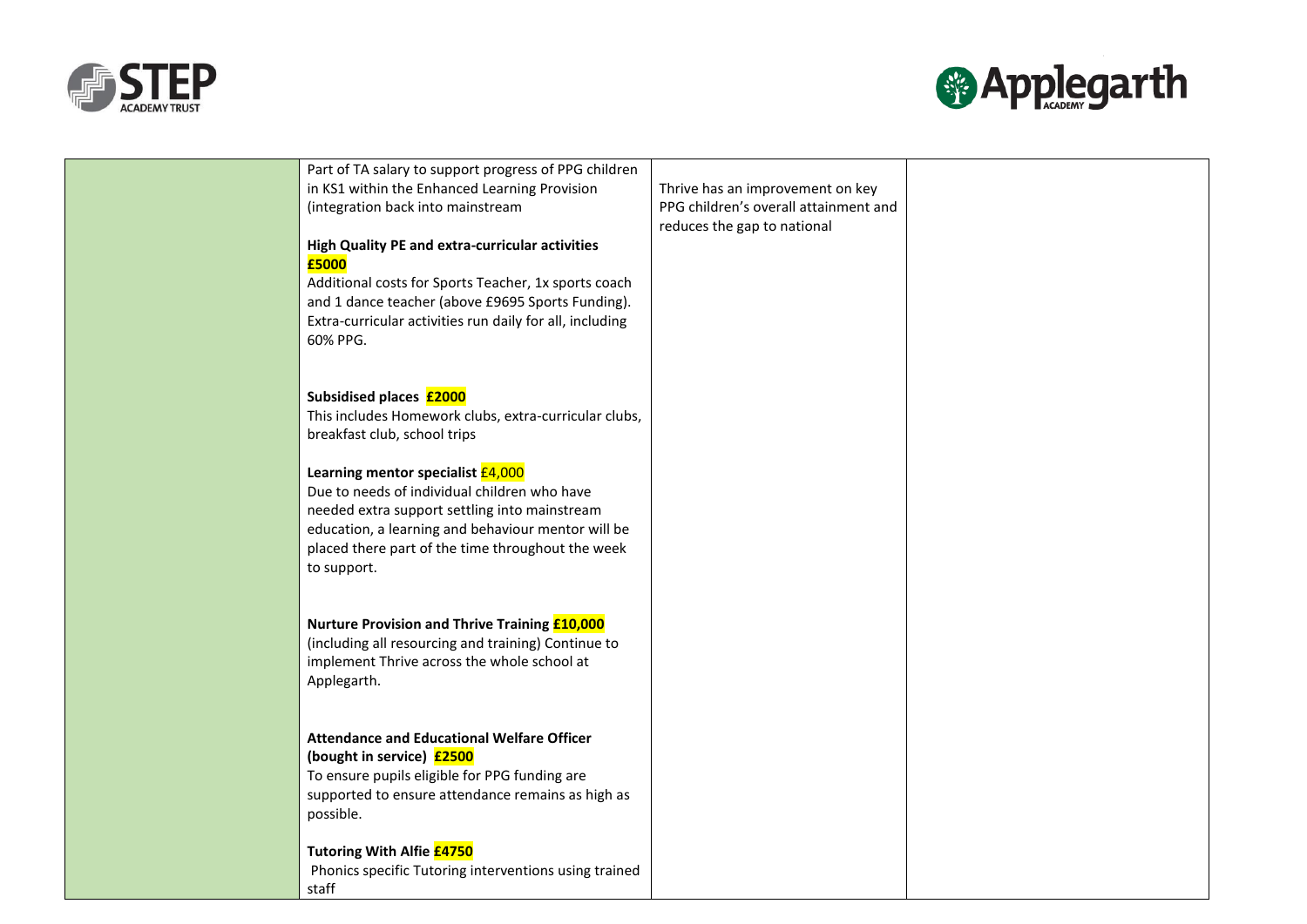| | | | |
|---|---|---|---|
| | Part of TA salary to support progress of PPG children in KS1 within the Enhanced Learning Provision (integration back into mainstream<br><br>**High Quality PE and extra-curricular activities £5000**<br>Additional costs for Sports Teacher, 1x sports coach and 1 dance teacher (above £9695 Sports Funding). Extra-curricular activities run daily for all, including 60% PPG.<br><br>**Subsidised places £2000**<br>This includes Homework clubs, extra-curricular clubs, breakfast club, school trips<br><br>**Learning mentor specialist** £4,000<br>Due to needs of individual children who have needed extra support settling into mainstream education, a learning and behaviour mentor will be placed there part of the time throughout the week to support.<br><br>**Nurture Provision and Thrive Training £10,000**<br>(including all resourcing and training) Continue to implement Thrive across the whole school at Applegarth.<br><br>**Attendance and Educational Welfare Officer (bought in service) £2500**<br>To ensure pupils eligible for PPG funding are supported to ensure attendance remains as high as possible.<br><br>**Tutoring With Alfie £4750**<br>Phonics specific Tutoring interventions using trained staff | Thrive has an improvement on key PPG children's overall attainment and reduces the gap to national | |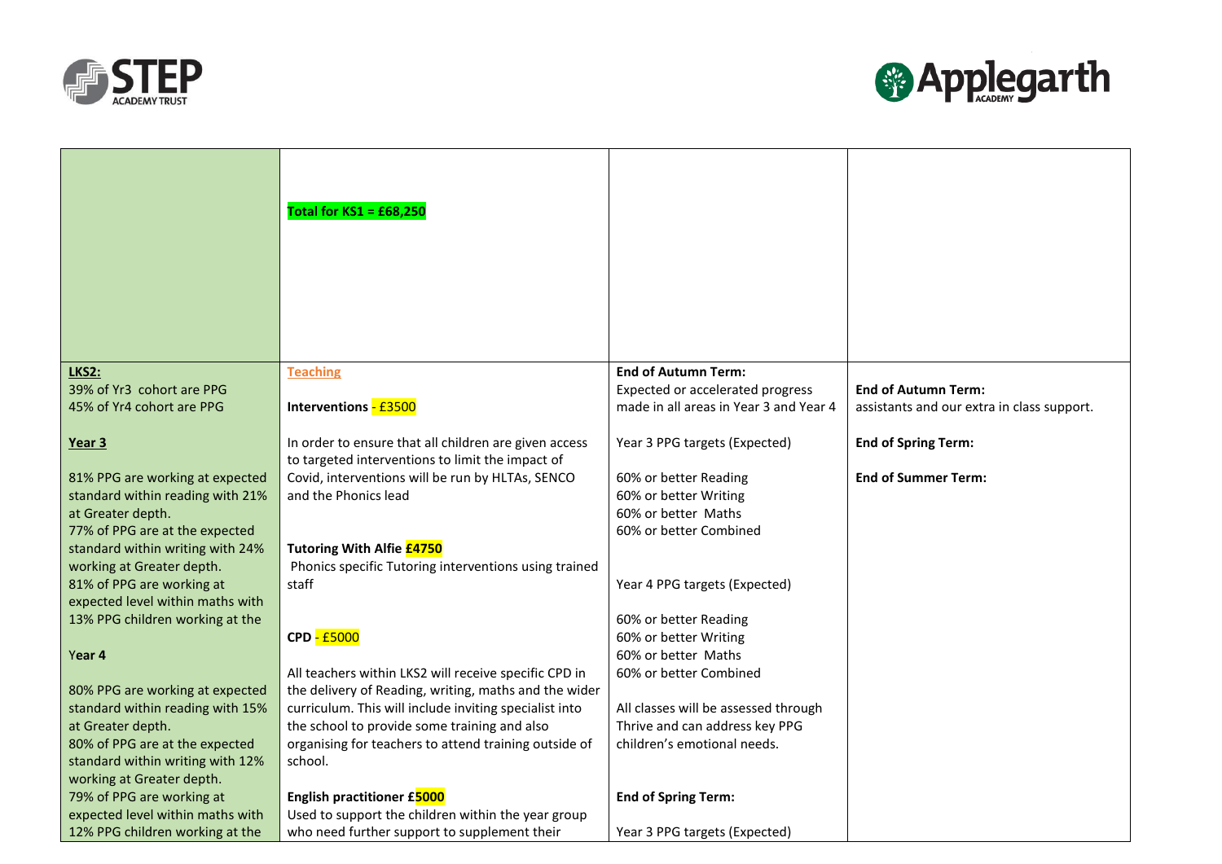| | | | |
|---|---|---|---|
| | **Total for KS1 = £68,250** | | |
| **LKS2:**<br>39% of Yr3 cohort are PPG<br>45% of Yr4 cohort are PPG<br><br>**Year 3**<br><br>81% PPG are working at expected standard within reading with 21% at Greater depth.<br>77% of PPG are at the expected standard within writing with 24% working at Greater depth.<br>81% of PPG are working at expected level within maths with 13% PPG children working at the<br><br>**Year 4**<br><br>80% PPG are working at expected standard within reading with 15% at Greater depth.<br>80% of PPG are at the expected standard within writing with 12% working at Greater depth.<br>79% of PPG are working at expected level within maths with 12% PPG children working at the | **Teaching**<br><br>**Interventions** - £3500<br><br>In order to ensure that all children are given access to targeted interventions to limit the impact of Covid, interventions will be run by HLTAs, SENCO and the Phonics lead<br><br>**Tutoring With Alfie £4750**<br>Phonics specific Tutoring interventions using trained staff<br><br>**CPD** - £5000<br><br>All teachers within LKS2 will receive specific CPD in the delivery of Reading, writing, maths and the wider curriculum. This will include inviting specialist into the school to provide some training and also organising for teachers to attend training outside of school.<br><br>**English practitioner £5000**<br>Used to support the children within the year group who need further support to supplement their | **End of Autumn Term:**<br>Expected or accelerated progress made in all areas in Year 3 and Year 4<br><br>Year 3 PPG targets (Expected)<br><br>60% or better Reading<br>60% or better Writing<br>60% or better Maths<br>60% or better Combined<br><br>Year 4 PPG targets (Expected)<br><br>60% or better Reading<br>60% or better Writing<br>60% or better Maths<br>60% or better Combined<br><br>All classes will be assessed through Thrive and can address key PPG children's emotional needs.<br><br>**End of Spring Term:**<br><br>Year 3 PPG targets (Expected) | **End of Autumn Term:**<br>assistants and our extra in class support.<br><br>**End of Spring Term:**<br><br>**End of Summer Term:** |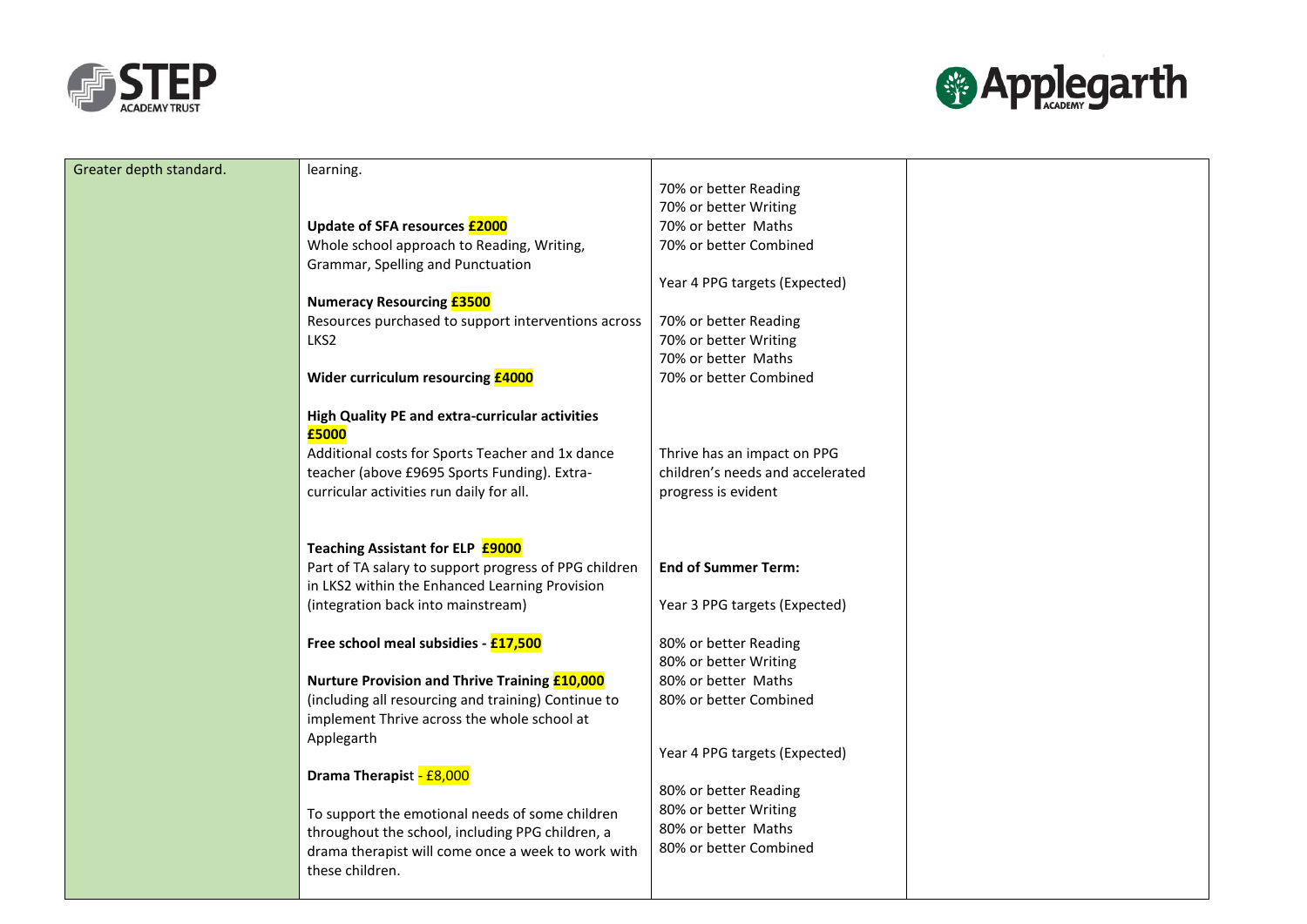| | | | |
|---|---|---|---|
| Greater depth standard. | learning.<br><br>**Update of SFA resources £2000**<br>Whole school approach to Reading, Writing, Grammar, Spelling and Punctuation<br><br>**Numeracy Resourcing £3500**<br>Resources purchased to support interventions across LKS2<br><br>**Wider curriculum resourcing £4000**<br><br>**High Quality PE and extra-curricular activities £5000**<br>Additional costs for Sports Teacher and 1x dance teacher (above £9695 Sports Funding). Extra-curricular activities run daily for all.<br><br>**Teaching Assistant for ELP £9000**<br>Part of TA salary to support progress of PPG children in LKS2 within the Enhanced Learning Provision (integration back into mainstream)<br><br>**Free school meal subsidies - £17,500**<br><br>**Nurture Provision and Thrive Training £10,000**<br>(including all resourcing and training) Continue to implement Thrive across the whole school at Applegarth<br><br>**Drama Therapis**t - £8,000<br><br>To support the emotional needs of some children throughout the school, including PPG children, a drama therapist will come once a week to work with these children. | 70% or better Reading<br>70% or better Writing<br>70% or better Maths<br>70% or better Combined<br><br>Year 4 PPG targets (Expected)<br><br>70% or better Reading<br>70% or better Writing<br>70% or better Maths<br>70% or better Combined<br><br>Thrive has an impact on PPG children's needs and accelerated progress is evident<br><br>**End of Summer Term:**<br><br>Year 3 PPG targets (Expected)<br><br>80% or better Reading<br>80% or better Writing<br>80% or better Maths<br>80% or better Combined<br><br>Year 4 PPG targets (Expected)<br><br>80% or better Reading<br>80% or better Writing<br>80% or better Maths<br>80% or better Combined | |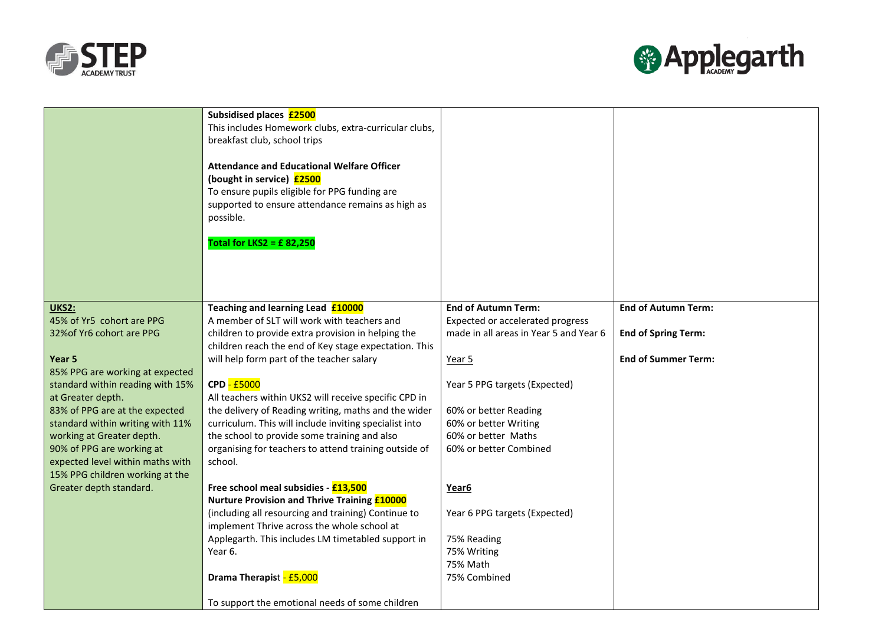| | | | |
|---|---|---|---|
| | **Subsidised places £2500**<br>This includes Homework clubs, extra-curricular clubs, breakfast club, school trips<br><br>**Attendance and Educational Welfare Officer (bought in service) £2500**<br>To ensure pupils eligible for PPG funding are supported to ensure attendance remains as high as possible.<br><br>**Total for LKS2 = £ 82,250** | | |
| **UKS2:**<br>45% of Yr5 cohort are PPG<br>32%of Yr6 cohort are PPG<br><br>**Year 5**<br>85% PPG are working at expected standard within reading with 15% at Greater depth.<br>83% of PPG are at the expected standard within writing with 11% working at Greater depth.<br>90% of PPG are working at expected level within maths with 15% PPG children working at the Greater depth standard. | **Teaching and learning Lead £10000**<br>A member of SLT will work with teachers and children to provide extra provision in helping the children reach the end of Key stage expectation. This will help form part of the teacher salary<br><br>**CPD** - £5000<br>All teachers within UKS2 will receive specific CPD in the delivery of Reading writing, maths and the wider curriculum. This will include inviting specialist into the school to provide some training and also organising for teachers to attend training outside of school.<br><br>**Free school meal subsidies - £13,500**<br>**Nurture Provision and Thrive Training £10000**<br>(including all resourcing and training) Continue to implement Thrive across the whole school at Applegarth. This includes LM timetabled support in Year 6.<br><br>**Drama Therapis**t - £5,000<br><br>To support the emotional needs of some children | **End of Autumn Term:**<br>Expected or accelerated progress made in all areas in Year 5 and Year 6<br><br>Year 5<br><br>Year 5 PPG targets (Expected)<br><br>60% or better Reading<br>60% or better Writing<br>60% or better Maths<br>60% or better Combined<br><br>**Year6**<br><br>Year 6 PPG targets (Expected)<br><br>75% Reading<br>75% Writing<br>75% Math<br>75% Combined | **End of Autumn Term:**<br><br>**End of Spring Term:**<br><br>**End of Summer Term:** |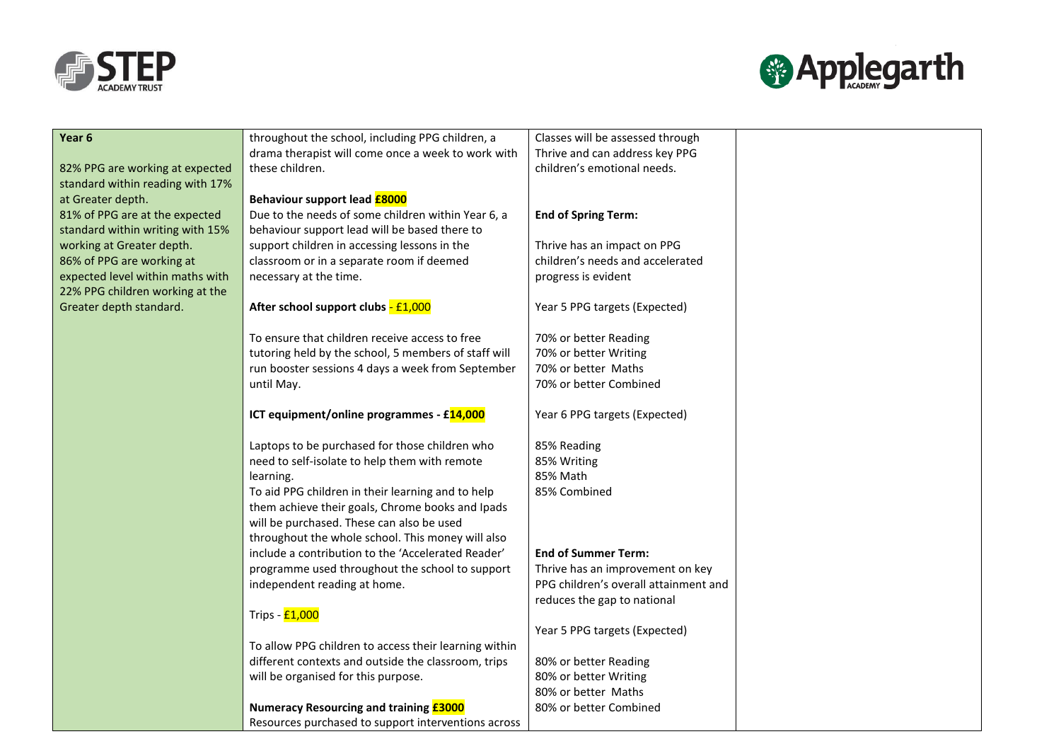| | | | |
|---|---|---|---|
| **Year 6**<br><br>82% PPG are working at expected standard within reading with 17% at Greater depth.<br>81% of PPG are at the expected standard within writing with 15% working at Greater depth.<br>86% of PPG are working at expected level within maths with 22% PPG children working at the Greater depth standard. | throughout the school, including PPG children, a drama therapist will come once a week to work with these children.<br><br>**Behaviour support lead £8000**<br>Due to the needs of some children within Year 6, a behaviour support lead will be based there to support children in accessing lessons in the classroom or in a separate room if deemed necessary at the time.<br><br>**After school support clubs - £1,000**<br><br>To ensure that children receive access to free tutoring held by the school, 5 members of staff will run booster sessions 4 days a week from September until May.<br><br>**ICT equipment/online programmes - £14,000**<br><br>Laptops to be purchased for those children who need to self-isolate to help them with remote learning.<br>To aid PPG children in their learning and to help them achieve their goals, Chrome books and Ipads will be purchased. These can also be used throughout the whole school. This money will also include a contribution to the 'Accelerated Reader' programme used throughout the school to support independent reading at home.<br><br>Trips - £1,000<br><br>To allow PPG children to access their learning within different contexts and outside the classroom, trips will be organised for this purpose.<br><br>**Numeracy Resourcing and training £3000**<br>Resources purchased to support interventions across | Classes will be assessed through Thrive and can address key PPG children's emotional needs.<br><br>**End of Spring Term:**<br><br>Thrive has an impact on PPG children's needs and accelerated progress is evident<br><br>Year 5 PPG targets (Expected)<br><br>70% or better Reading<br>70% or better Writing<br>70% or better Maths<br>70% or better Combined<br><br>Year 6 PPG targets (Expected)<br><br>85% Reading<br>85% Writing<br>85% Math<br>85% Combined<br><br>**End of Summer Term:**<br>Thrive has an improvement on key PPG children's overall attainment and reduces the gap to national<br><br>Year 5 PPG targets (Expected)<br><br>80% or better Reading<br>80% or better Writing<br>80% or better Maths<br>80% or better Combined | |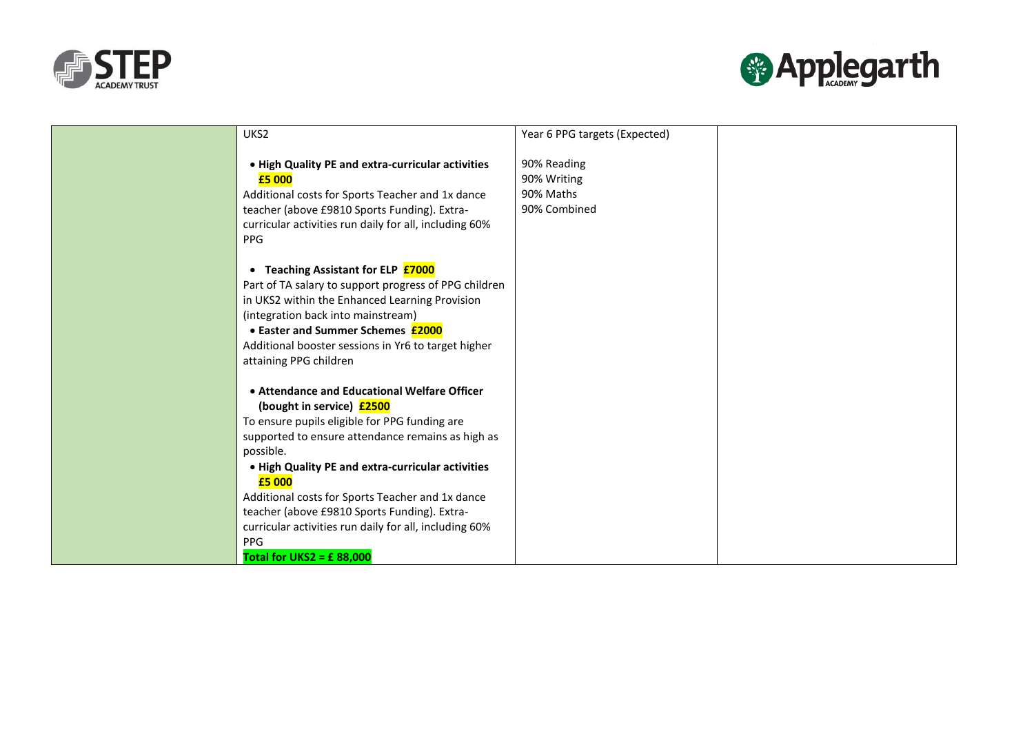| | | | |
|---|---|---|---|
| | UKS2<br><br>• **High Quality PE and extra-curricular activities** **£5 000**<br>Additional costs for Sports Teacher and 1x dance teacher (above £9810 Sports Funding). Extra-curricular activities run daily for all, including 60% PPG<br><br>• **Teaching Assistant for ELP** **£7000**<br>Part of TA salary to support progress of PPG children in UKS2 within the Enhanced Learning Provision (integration back into mainstream)<br>• **Easter and Summer Schemes** **£2000**<br>Additional booster sessions in Yr6 to target higher attaining PPG children<br><br>• **Attendance and Educational Welfare Officer (bought in service)** **£2500**<br>To ensure pupils eligible for PPG funding are supported to ensure attendance remains as high as possible.<br>• **High Quality PE and extra-curricular activities** **£5 000**<br>Additional costs for Sports Teacher and 1x dance teacher (above £9810 Sports Funding). Extra-curricular activities run daily for all, including 60% PPG<br>**Total for UKS2 = £ 88,000** | Year 6 PPG targets (Expected)<br><br>90% Reading<br>90% Writing<br>90% Maths<br>90% Combined | |